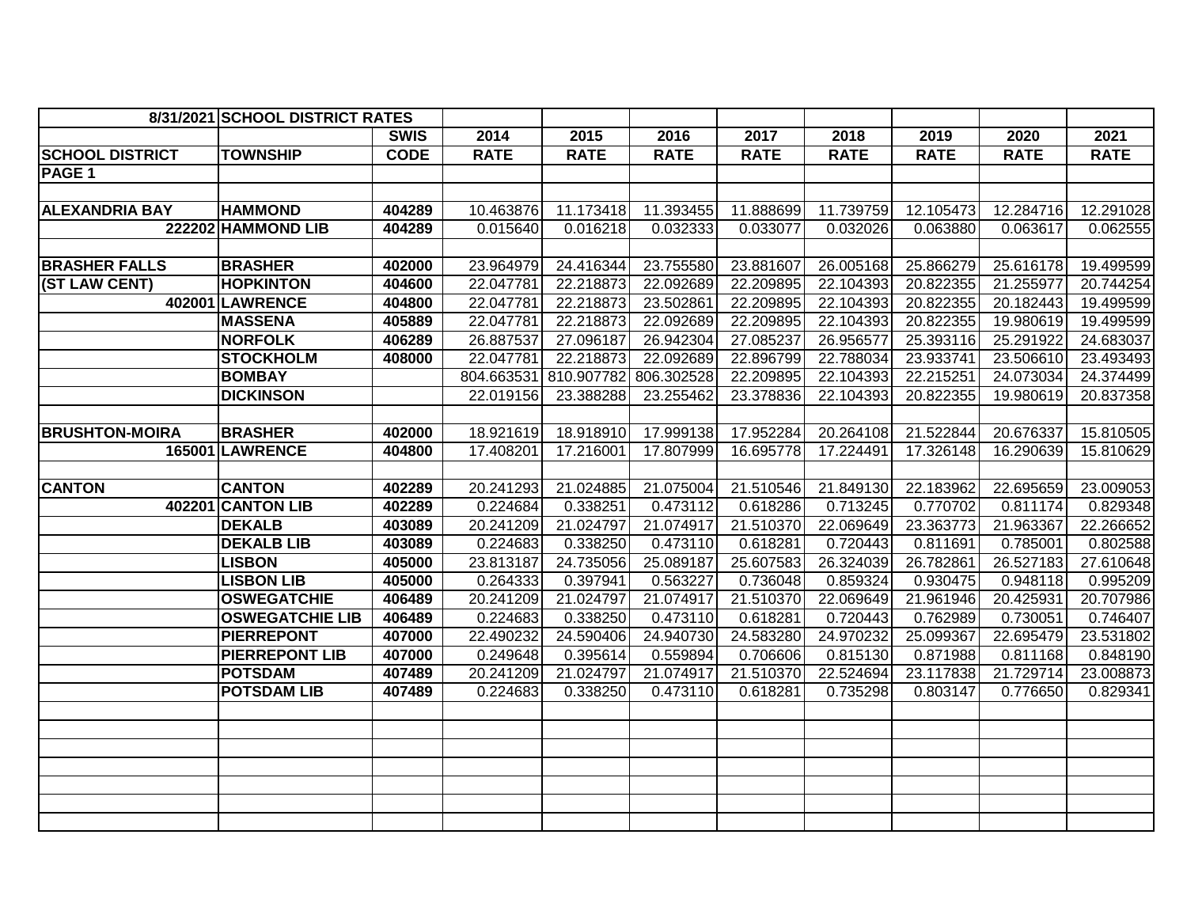| 8/31/2021 | SCHOOL DISTRICT RATES | | | | | | | | | |
|---|---|---|---|---|---|---|---|---|---|---|
| | | SWIS | 2014 | 2015 | 2016 | 2017 | 2018 | 2019 | 2020 | 2021 |
| SCHOOL DISTRICT | TOWNSHIP | CODE | RATE | RATE | RATE | RATE | RATE | RATE | RATE | RATE |
| PAGE 1 | | | | | | | | | | |
| | | | | | | | | | | |
| ALEXANDRIA BAY | HAMMOND | 404289 | 10.463876 | 11.173418 | 11.393455 | 11.888699 | 11.739759 | 12.105473 | 12.284716 | 12.291028 |
| 222202 | HAMMOND LIB | 404289 | 0.015640 | 0.016218 | 0.032333 | 0.033077 | 0.032026 | 0.063880 | 0.063617 | 0.062555 |
| | | | | | | | | | | |
| BRASHER FALLS | BRASHER | 402000 | 23.964979 | 24.416344 | 23.755580 | 23.881607 | 26.005168 | 25.866279 | 25.616178 | 19.499599 |
| (ST LAW CENT) | HOPKINTON | 404600 | 22.047781 | 22.218873 | 22.092689 | 22.209895 | 22.104393 | 20.822355 | 21.255977 | 20.744254 |
| 402001 | LAWRENCE | 404800 | 22.047781 | 22.218873 | 23.502861 | 22.209895 | 22.104393 | 20.822355 | 20.182443 | 19.499599 |
| | MASSENA | 405889 | 22.047781 | 22.218873 | 22.092689 | 22.209895 | 22.104393 | 20.822355 | 19.980619 | 19.499599 |
| | NORFOLK | 406289 | 26.887537 | 27.096187 | 26.942304 | 27.085237 | 26.956577 | 25.393116 | 25.291922 | 24.683037 |
| | STOCKHOLM | 408000 | 22.047781 | 22.218873 | 22.092689 | 22.896799 | 22.788034 | 23.933741 | 23.506610 | 23.493493 |
| | BOMBAY | | 804.663531 | 810.907782 | 806.302528 | 22.209895 | 22.104393 | 22.215251 | 24.073034 | 24.374499 |
| | DICKINSON | | 22.019156 | 23.388288 | 23.255462 | 23.378836 | 22.104393 | 20.822355 | 19.980619 | 20.837358 |
| | | | | | | | | | | |
| BRUSHTON-MOIRA | BRASHER | 402000 | 18.921619 | 18.918910 | 17.999138 | 17.952284 | 20.264108 | 21.522844 | 20.676337 | 15.810505 |
| 165001 | LAWRENCE | 404800 | 17.408201 | 17.216001 | 17.807999 | 16.695778 | 17.224491 | 17.326148 | 16.290639 | 15.810629 |
| | | | | | | | | | | |
| CANTON | CANTON | 402289 | 20.241293 | 21.024885 | 21.075004 | 21.510546 | 21.849130 | 22.183962 | 22.695659 | 23.009053 |
| 402201 | CANTON LIB | 402289 | 0.224684 | 0.338251 | 0.473112 | 0.618286 | 0.713245 | 0.770702 | 0.811174 | 0.829348 |
| | DEKALB | 403089 | 20.241209 | 21.024797 | 21.074917 | 21.510370 | 22.069649 | 23.363773 | 21.963367 | 22.266652 |
| | DEKALB LIB | 403089 | 0.224683 | 0.338250 | 0.473110 | 0.618281 | 0.720443 | 0.811691 | 0.785001 | 0.802588 |
| | LISBON | 405000 | 23.813187 | 24.735056 | 25.089187 | 25.607583 | 26.324039 | 26.782861 | 26.527183 | 27.610648 |
| | LISBON LIB | 405000 | 0.264333 | 0.397941 | 0.563227 | 0.736048 | 0.859324 | 0.930475 | 0.948118 | 0.995209 |
| | OSWEGATCHIE | 406489 | 20.241209 | 21.024797 | 21.074917 | 21.510370 | 22.069649 | 21.961946 | 20.425931 | 20.707986 |
| | OSWEGATCHIE LIB | 406489 | 0.224683 | 0.338250 | 0.473110 | 0.618281 | 0.720443 | 0.762989 | 0.730051 | 0.746407 |
| | PIERREPONT | 407000 | 22.490232 | 24.590406 | 24.940730 | 24.583280 | 24.970232 | 25.099367 | 22.695479 | 23.531802 |
| | PIERREPONT LIB | 407000 | 0.249648 | 0.395614 | 0.559894 | 0.706606 | 0.815130 | 0.871988 | 0.811168 | 0.848190 |
| | POTSDAM | 407489 | 20.241209 | 21.024797 | 21.074917 | 21.510370 | 22.524694 | 23.117838 | 21.729714 | 23.008873 |
| | POTSDAM LIB | 407489 | 0.224683 | 0.338250 | 0.473110 | 0.618281 | 0.735298 | 0.803147 | 0.776650 | 0.829341 |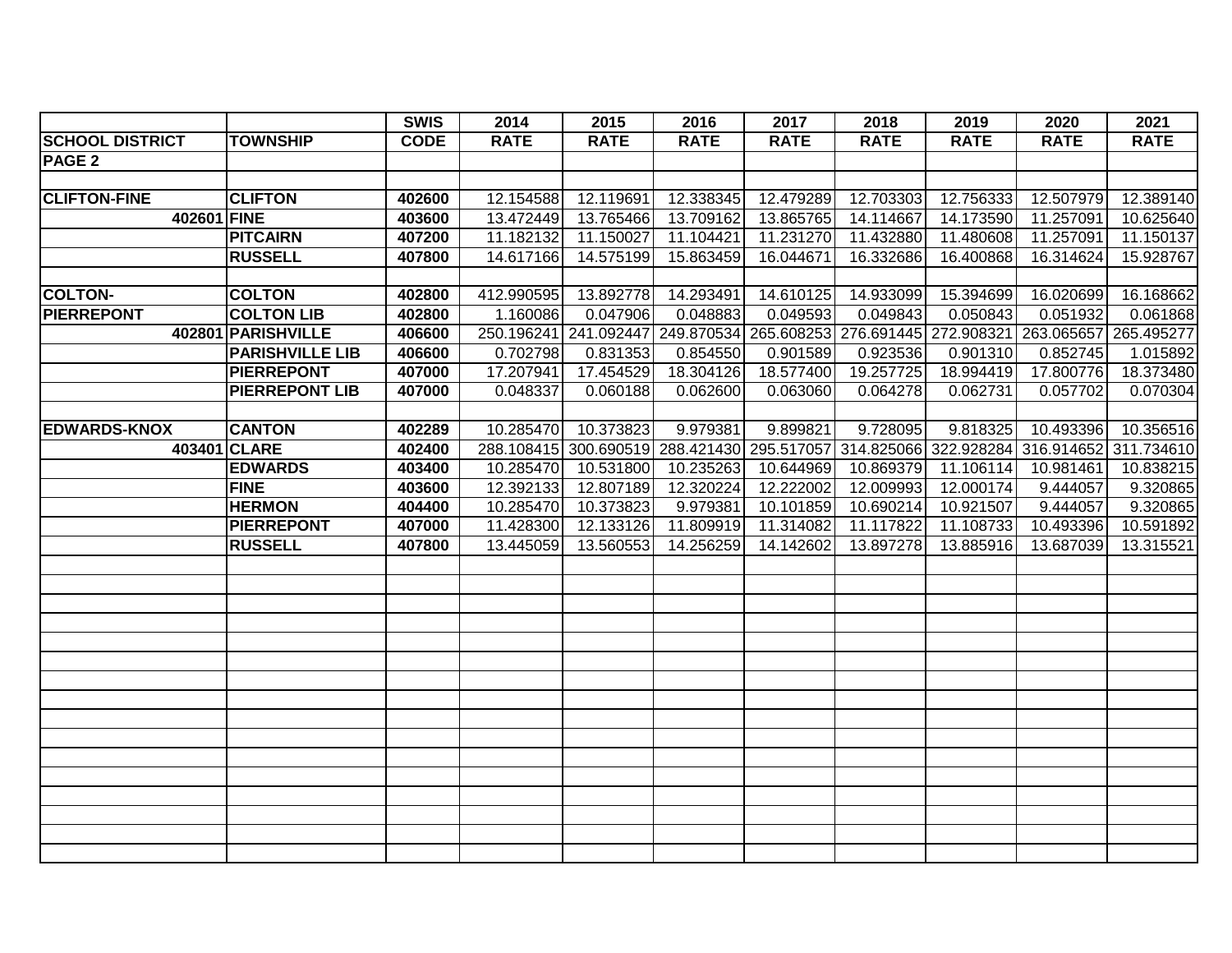| | | SWIS | 2014 | 2015 | 2016 | 2017 | 2018 | 2019 | 2020 | 2021 |
|---|---|---|---|---|---|---|---|---|---|---|
| **SCHOOL DISTRICT** | **TOWNSHIP** | **CODE** | **RATE** | **RATE** | **RATE** | **RATE** | **RATE** | **RATE** | **RATE** | **RATE** |
| **PAGE 2** | | | | | | | | | | |
| | | | | | | | | | | |
| **CLIFTON-FINE** | **CLIFTON** | **402600** | 12.154588 | 12.119691 | 12.338345 | 12.479289 | 12.703303 | 12.756333 | 12.507979 | 12.389140 |
| **402601** | **FINE** | **403600** | 13.472449 | 13.765466 | 13.709162 | 13.865765 | 14.114667 | 14.173590 | 11.257091 | 10.625640 |
| | **PITCAIRN** | **407200** | 11.182132 | 11.150027 | 11.104421 | 11.231270 | 11.432880 | 11.480608 | 11.257091 | 11.150137 |
| | **RUSSELL** | **407800** | 14.617166 | 14.575199 | 15.863459 | 16.044671 | 16.332686 | 16.400868 | 16.314624 | 15.928767 |
| | | | | | | | | | | |
| **COLTON-** | **COLTON** | **402800** | 412.990595 | 13.892778 | 14.293491 | 14.610125 | 14.933099 | 15.394699 | 16.020699 | 16.168662 |
| **PIERREPONT** | **COLTON LIB** | **402800** | 1.160086 | 0.047906 | 0.048883 | 0.049593 | 0.049843 | 0.050843 | 0.051932 | 0.061868 |
| **402801** | **PARISHVILLE** | **406600** | 250.196241 | 241.092447 | 249.870534 | 265.608253 | 276.691445 | 272.908321 | 263.065657 | 265.495277 |
| | **PARISHVILLE LIB** | **406600** | 0.702798 | 0.831353 | 0.854550 | 0.901589 | 0.923536 | 0.901310 | 0.852745 | 1.015892 |
| | **PIERREPONT** | **407000** | 17.207941 | 17.454529 | 18.304126 | 18.577400 | 19.257725 | 18.994419 | 17.800776 | 18.373480 |
| | **PIERREPONT LIB** | **407000** | 0.048337 | 0.060188 | 0.062600 | 0.063060 | 0.064278 | 0.062731 | 0.057702 | 0.070304 |
| | | | | | | | | | | |
| **EDWARDS-KNOX** | **CANTON** | **402289** | 10.285470 | 10.373823 | 9.979381 | 9.899821 | 9.728095 | 9.818325 | 10.493396 | 10.356516 |
| **403401** | **CLARE** | **402400** | 288.108415 | 300.690519 | 288.421430 | 295.517057 | 314.825066 | 322.928284 | 316.914652 | 311.734610 |
| | **EDWARDS** | **403400** | 10.285470 | 10.531800 | 10.235263 | 10.644969 | 10.869379 | 11.106114 | 10.981461 | 10.838215 |
| | **FINE** | **403600** | 12.392133 | 12.807189 | 12.320224 | 12.222002 | 12.009993 | 12.000174 | 9.444057 | 9.320865 |
| | **HERMON** | **404400** | 10.285470 | 10.373823 | 9.979381 | 10.101859 | 10.690214 | 10.921507 | 9.444057 | 9.320865 |
| | **PIERREPONT** | **407000** | 11.428300 | 12.133126 | 11.809919 | 11.314082 | 11.117822 | 11.108733 | 10.493396 | 10.591892 |
| | **RUSSELL** | **407800** | 13.445059 | 13.560553 | 14.256259 | 14.142602 | 13.897278 | 13.885916 | 13.687039 | 13.315521 |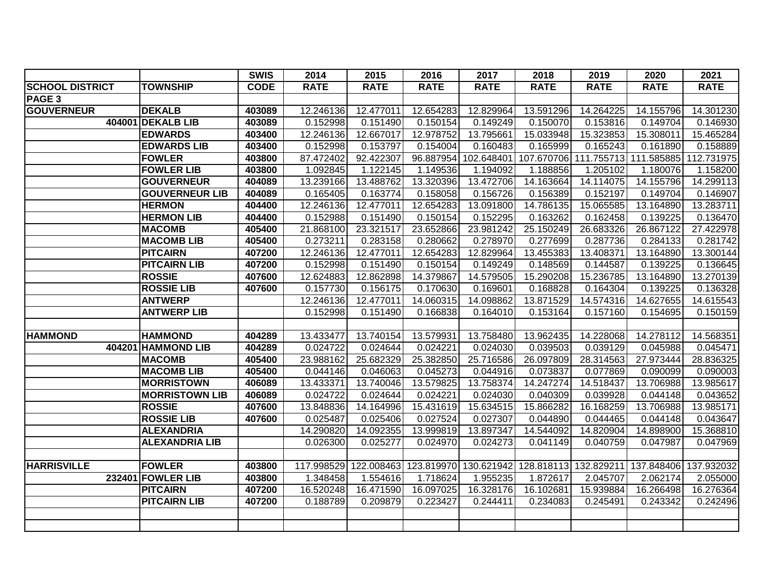| | | SWIS | 2014 | 2015 | 2016 | 2017 | 2018 | 2019 | 2020 | 2021 |
|---|---|---|---|---|---|---|---|---|---|---|
| **SCHOOL DISTRICT** | **TOWNSHIP** | **CODE** | **RATE** | **RATE** | **RATE** | **RATE** | **RATE** | **RATE** | **RATE** | **RATE** |
| **PAGE 3** | | | | | | | | | | |
| **GOUVERNEUR** | **DEKALB** | **403089** | 12.246136 | 12.477011 | 12.654283 | 12.829964 | 13.591296 | 14.264225 | 14.155796 | 14.301230 |
| **404001** | **DEKALB LIB** | **403089** | 0.152998 | 0.151490 | 0.150154 | 0.149249 | 0.150070 | 0.153816 | 0.149704 | 0.146930 |
| | **EDWARDS** | **403400** | 12.246136 | 12.667017 | 12.978752 | 13.795661 | 15.033948 | 15.323853 | 15.308011 | 15.465284 |
| | **EDWARDS LIB** | **403400** | 0.152998 | 0.153797 | 0.154004 | 0.160483 | 0.165999 | 0.165243 | 0.161890 | 0.158889 |
| | **FOWLER** | **403800** | 87.472402 | 92.422307 | 96.887954 | 102.648401 | 107.670706 | 111.755713 | 111.585885 | 112.731975 |
| | **FOWLER LIB** | **403800** | 1.092845 | 1.122145 | 1.149536 | 1.194092 | 1.188856 | 1.205102 | 1.180076 | 1.158200 |
| | **GOUVERNEUR** | **404089** | 13.239166 | 13.488762 | 13.320396 | 13.472706 | 14.163664 | 14.114075 | 14.155796 | 14.299113 |
| | **GOUVERNEUR LIB** | **404089** | 0.165405 | 0.163774 | 0.158058 | 0.156726 | 0.156389 | 0.152197 | 0.149704 | 0.146907 |
| | **HERMON** | **404400** | 12.246136 | 12.477011 | 12.654283 | 13.091800 | 14.786135 | 15.065585 | 13.164890 | 13.283711 |
| | **HERMON LIB** | **404400** | 0.152988 | 0.151490 | 0.150154 | 0.152295 | 0.163262 | 0.162458 | 0.139225 | 0.136470 |
| | **MACOMB** | **405400** | 21.868100 | 23.321517 | 23.652866 | 23.981242 | 25.150249 | 26.683326 | 26.867122 | 27.422978 |
| | **MACOMB LIB** | **405400** | 0.273211 | 0.283158 | 0.280662 | 0.278970 | 0.277699 | 0.287736 | 0.284133 | 0.281742 |
| | **PITCAIRN** | **407200** | 12.246136 | 12.477011 | 12.654283 | 12.829964 | 13.455383 | 13.408371 | 13.164890 | 13.300144 |
| | **PITCAIRN LIB** | **407200** | 0.152998 | 0.151490 | 0.150154 | 0.149249 | 0.148569 | 0.144587 | 0.139225 | 0.136645 |
| | **ROSSIE** | **407600** | 12.624883 | 12.862898 | 14.379867 | 14.579505 | 15.290208 | 15.236785 | 13.164890 | 13.270139 |
| | **ROSSIE LIB** | **407600** | 0.157730 | 0.156175 | 0.170630 | 0.169601 | 0.168828 | 0.164304 | 0.139225 | 0.136328 |
| | **ANTWERP** | | 12.246136 | 12.477011 | 14.060315 | 14.098862 | 13.871529 | 14.574316 | 14.627655 | 14.615543 |
| | **ANTWERP LIB** | | 0.152998 | 0.151490 | 0.166838 | 0.164010 | 0.153164 | 0.157160 | 0.154695 | 0.150159 |
| | | | | | | | | | | |
| **HAMMOND** | **HAMMOND** | **404289** | 13.433477 | 13.740154 | 13.579931 | 13.758480 | 13.962435 | 14.228068 | 14.278112 | 14.568351 |
| **404201** | **HAMMOND LIB** | **404289** | 0.024722 | 0.024644 | 0.024221 | 0.024030 | 0.039503 | 0.039129 | 0.045988 | 0.045471 |
| | **MACOMB** | **405400** | 23.988162 | 25.682329 | 25.382850 | 25.716586 | 26.097809 | 28.314563 | 27.973444 | 28.836325 |
| | **MACOMB LIB** | **405400** | 0.044146 | 0.046063 | 0.045273 | 0.044916 | 0.073837 | 0.077869 | 0.090099 | 0.090003 |
| | **MORRISTOWN** | **406089** | 13.433371 | 13.740046 | 13.579825 | 13.758374 | 14.247274 | 14.518437 | 13.706988 | 13.985617 |
| | **MORRISTOWN LIB** | **406089** | 0.024722 | 0.024644 | 0.024221 | 0.024030 | 0.040309 | 0.039928 | 0.044148 | 0.043652 |
| | **ROSSIE** | **407600** | 13.848836 | 14.164996 | 15.431619 | 15.634515 | 15.866282 | 16.168259 | 13.706988 | 13.985171 |
| | **ROSSIE LIB** | **407600** | 0.025487 | 0.025406 | 0.027524 | 0.027307 | 0.044890 | 0.044465 | 0.044148 | 0.043647 |
| | **ALEXANDRIA** | | 14.290820 | 14.092355 | 13.999819 | 13.897347 | 14.544092 | 14.820904 | 14.898900 | 15.368810 |
| | **ALEXANDRIA LIB** | | 0.026300 | 0.025277 | 0.024970 | 0.024273 | 0.041149 | 0.040759 | 0.047987 | 0.047969 |
| | | | | | | | | | | |
| **HARRISVILLE** | **FOWLER** | **403800** | 117.998529 | 122.008463 | 123.819970 | 130.621942 | 128.818113 | 132.829211 | 137.848406 | 137.932032 |
| **232401** | **FOWLER LIB** | **403800** | 1.348458 | 1.554616 | 1.718624 | 1.955235 | 1.872617 | 2.045707 | 2.062174 | 2.055000 |
| | **PITCAIRN** | **407200** | 16.520248 | 16.471590 | 16.097025 | 16.328176 | 16.102681 | 15.939884 | 16.266498 | 16.276364 |
| | **PITCAIRN LIB** | **407200** | 0.188789 | 0.209879 | 0.223427 | 0.244411 | 0.234083 | 0.245491 | 0.243342 | 0.242496 |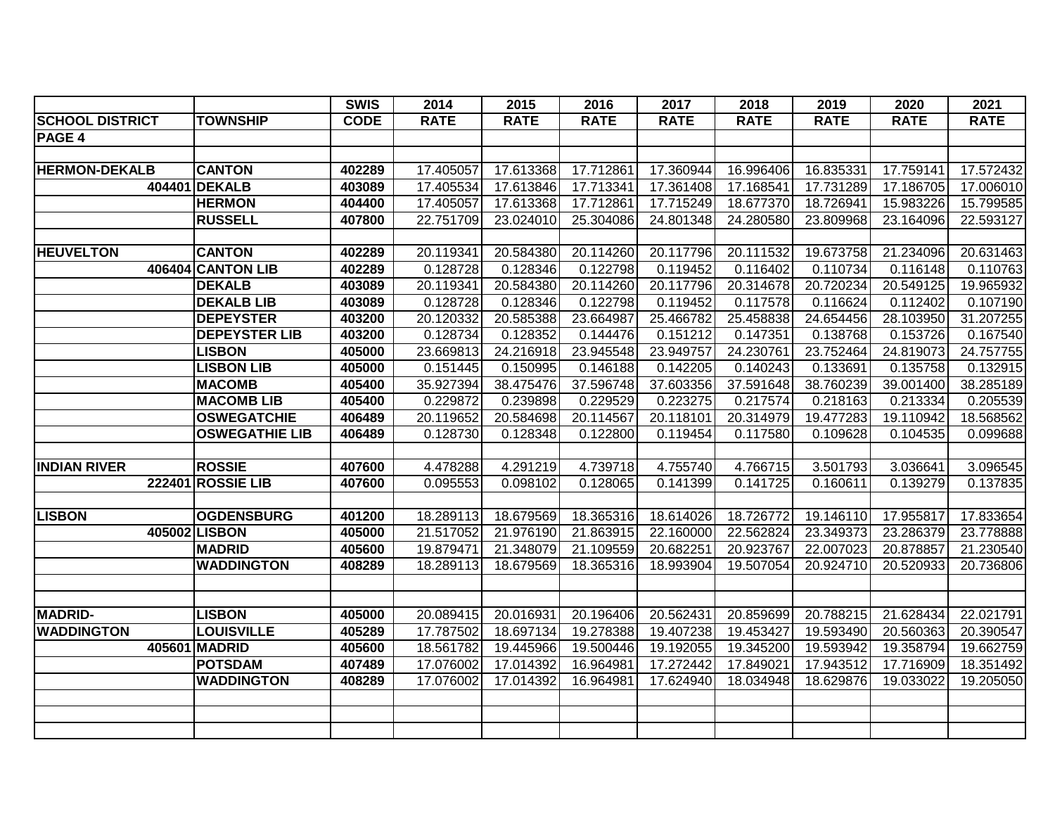| | | SWIS | 2014 | 2015 | 2016 | 2017 | 2018 | 2019 | 2020 | 2021 |
|---|---|---|---|---|---|---|---|---|---|---|
| **SCHOOL DISTRICT** | **TOWNSHIP** | **CODE** | **RATE** | **RATE** | **RATE** | **RATE** | **RATE** | **RATE** | **RATE** | **RATE** |
| **PAGE 4** | | | | | | | | | | |
| | | | | | | | | | | |
| **HERMON-DEKALB** | **CANTON** | **402289** | 17.405057 | 17.613368 | 17.712861 | 17.360944 | 16.996406 | 16.835331 | 17.759141 | 17.572432 |
| **404401** | **DEKALB** | **403089** | 17.405534 | 17.613846 | 17.713341 | 17.361408 | 17.168541 | 17.731289 | 17.186705 | 17.006010 |
| | **HERMON** | **404400** | 17.405057 | 17.613368 | 17.712861 | 17.715249 | 18.677370 | 18.726941 | 15.983226 | 15.799585 |
| | **RUSSELL** | **407800** | 22.751709 | 23.024010 | 25.304086 | 24.801348 | 24.280580 | 23.809968 | 23.164096 | 22.593127 |
| | | | | | | | | | | |
| **HEUVELTON** | **CANTON** | **402289** | 20.119341 | 20.584380 | 20.114260 | 20.117796 | 20.111532 | 19.673758 | 21.234096 | 20.631463 |
| **406404** | **CANTON LIB** | **402289** | 0.128728 | 0.128346 | 0.122798 | 0.119452 | 0.116402 | 0.110734 | 0.116148 | 0.110763 |
| | **DEKALB** | **403089** | 20.119341 | 20.584380 | 20.114260 | 20.117796 | 20.314678 | 20.720234 | 20.549125 | 19.965932 |
| | **DEKALB LIB** | **403089** | 0.128728 | 0.128346 | 0.122798 | 0.119452 | 0.117578 | 0.116624 | 0.112402 | 0.107190 |
| | **DEPEYSTER** | **403200** | 20.120332 | 20.585388 | 23.664987 | 25.466782 | 25.458838 | 24.654456 | 28.103950 | 31.207255 |
| | **DEPEYSTER LIB** | **403200** | 0.128734 | 0.128352 | 0.144476 | 0.151212 | 0.147351 | 0.138768 | 0.153726 | 0.167540 |
| | **LISBON** | **405000** | 23.669813 | 24.216918 | 23.945548 | 23.949757 | 24.230761 | 23.752464 | 24.819073 | 24.757755 |
| | **LISBON LIB** | **405000** | 0.151445 | 0.150995 | 0.146188 | 0.142205 | 0.140243 | 0.133691 | 0.135758 | 0.132915 |
| | **MACOMB** | **405400** | 35.927394 | 38.475476 | 37.596748 | 37.603356 | 37.591648 | 38.760239 | 39.001400 | 38.285189 |
| | **MACOMB LIB** | **405400** | 0.229872 | 0.239898 | 0.229529 | 0.223275 | 0.217574 | 0.218163 | 0.213334 | 0.205539 |
| | **OSWEGATCHIE** | **406489** | 20.119652 | 20.584698 | 20.114567 | 20.118101 | 20.314979 | 19.477283 | 19.110942 | 18.568562 |
| | **OSWEGATHIE LIB** | **406489** | 0.128730 | 0.128348 | 0.122800 | 0.119454 | 0.117580 | 0.109628 | 0.104535 | 0.099688 |
| | | | | | | | | | | |
| **INDIAN RIVER** | **ROSSIE** | **407600** | 4.478288 | 4.291219 | 4.739718 | 4.755740 | 4.766715 | 3.501793 | 3.036641 | 3.096545 |
| **222401** | **ROSSIE LIB** | **407600** | 0.095553 | 0.098102 | 0.128065 | 0.141399 | 0.141725 | 0.160611 | 0.139279 | 0.137835 |
| | | | | | | | | | | |
| **LISBON** | **OGDENSBURG** | **401200** | 18.289113 | 18.679569 | 18.365316 | 18.614026 | 18.726772 | 19.146110 | 17.955817 | 17.833654 |
| **405002** | **LISBON** | **405000** | 21.517052 | 21.976190 | 21.863915 | 22.160000 | 22.562824 | 23.349373 | 23.286379 | 23.778888 |
| | **MADRID** | **405600** | 19.879471 | 21.348079 | 21.109559 | 20.682251 | 20.923767 | 22.007023 | 20.878857 | 21.230540 |
| | **WADDINGTON** | **408289** | 18.289113 | 18.679569 | 18.365316 | 18.993904 | 19.507054 | 20.924710 | 20.520933 | 20.736806 |
| | | | | | | | | | | |
| | | | | | | | | | | |
| **MADRID-** | **LISBON** | **405000** | 20.089415 | 20.016931 | 20.196406 | 20.562431 | 20.859699 | 20.788215 | 21.628434 | 22.021791 |
| **WADDINGTON** | **LOUISVILLE** | **405289** | 17.787502 | 18.697134 | 19.278388 | 19.407238 | 19.453427 | 19.593490 | 20.560363 | 20.390547 |
| **405601** | **MADRID** | **405600** | 18.561782 | 19.445966 | 19.500446 | 19.192055 | 19.345200 | 19.593942 | 19.358794 | 19.662759 |
| | **POTSDAM** | **407489** | 17.076002 | 17.014392 | 16.964981 | 17.272442 | 17.849021 | 17.943512 | 17.716909 | 18.351492 |
| | **WADDINGTON** | **408289** | 17.076002 | 17.014392 | 16.964981 | 17.624940 | 18.034948 | 18.629876 | 19.033022 | 19.205050 |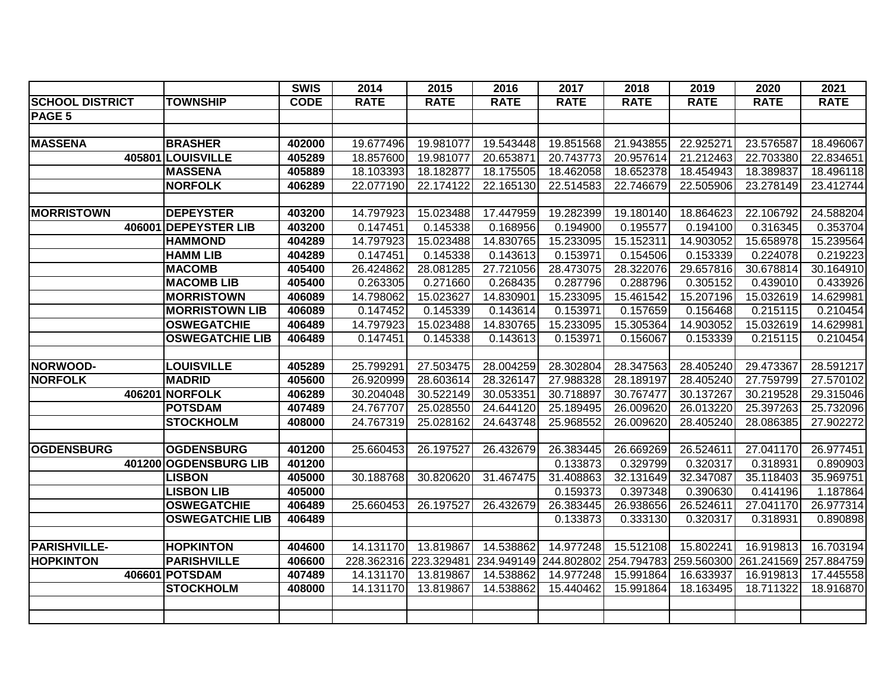| | | SWIS | 2014 | 2015 | 2016 | 2017 | 2018 | 2019 | 2020 | 2021 |
|---|---|---|---|---|---|---|---|---|---|---|
| **SCHOOL DISTRICT** | **TOWNSHIP** | **CODE** | **RATE** | **RATE** | **RATE** | **RATE** | **RATE** | **RATE** | **RATE** | **RATE** |
| **PAGE 5** | | | | | | | | | | |
| | | | | | | | | | | |
| **MASSENA** | **BRASHER** | **402000** | 19.677496 | 19.981077 | 19.543448 | 19.851568 | 21.943855 | 22.925271 | 23.576587 | 18.496067 |
| **405801** | **LOUISVILLE** | **405289** | 18.857600 | 19.981077 | 20.653871 | 20.743773 | 20.957614 | 21.212463 | 22.703380 | 22.834651 |
| | **MASSENA** | **405889** | 18.103393 | 18.182877 | 18.175505 | 18.462058 | 18.652378 | 18.454943 | 18.389837 | 18.496118 |
| | **NORFOLK** | **406289** | 22.077190 | 22.174122 | 22.165130 | 22.514583 | 22.746679 | 22.505906 | 23.278149 | 23.412744 |
| | | | | | | | | | | |
| **MORRISTOWN** | **DEPEYSTER** | **403200** | 14.797923 | 15.023488 | 17.447959 | 19.282399 | 19.180140 | 18.864623 | 22.106792 | 24.588204 |
| **406001** | **DEPEYSTER LIB** | **403200** | 0.147451 | 0.145338 | 0.168956 | 0.194900 | 0.195577 | 0.194100 | 0.316345 | 0.353704 |
| | **HAMMOND** | **404289** | 14.797923 | 15.023488 | 14.830765 | 15.233095 | 15.152311 | 14.903052 | 15.658978 | 15.239564 |
| | **HAMM LIB** | **404289** | 0.147451 | 0.145338 | 0.143613 | 0.153971 | 0.154506 | 0.153339 | 0.224078 | 0.219223 |
| | **MACOMB** | **405400** | 26.424862 | 28.081285 | 27.721056 | 28.473075 | 28.322076 | 29.657816 | 30.678814 | 30.164910 |
| | **MACOMB LIB** | **405400** | 0.263305 | 0.271660 | 0.268435 | 0.287796 | 0.288796 | 0.305152 | 0.439010 | 0.433926 |
| | **MORRISTOWN** | **406089** | 14.798062 | 15.023627 | 14.830901 | 15.233095 | 15.461542 | 15.207196 | 15.032619 | 14.629981 |
| | **MORRISTOWN LIB** | **406089** | 0.147452 | 0.145339 | 0.143614 | 0.153971 | 0.157659 | 0.156468 | 0.215115 | 0.210454 |
| | **OSWEGATCHIE** | **406489** | 14.797923 | 15.023488 | 14.830765 | 15.233095 | 15.305364 | 14.903052 | 15.032619 | 14.629981 |
| | **OSWEGATCHIE LIB** | **406489** | 0.147451 | 0.145338 | 0.143613 | 0.153971 | 0.156067 | 0.153339 | 0.215115 | 0.210454 |
| | | | | | | | | | | |
| **NORWOOD-** | **LOUISVILLE** | **405289** | 25.799291 | 27.503475 | 28.004259 | 28.302804 | 28.347563 | 28.405240 | 29.473367 | 28.591217 |
| **NORFOLK** | **MADRID** | **405600** | 26.920999 | 28.603614 | 28.326147 | 27.988328 | 28.189197 | 28.405240 | 27.759799 | 27.570102 |
| **406201** | **NORFOLK** | **406289** | 30.204048 | 30.522149 | 30.053351 | 30.718897 | 30.767477 | 30.137267 | 30.219528 | 29.315046 |
| | **POTSDAM** | **407489** | 24.767707 | 25.028550 | 24.644120 | 25.189495 | 26.009620 | 26.013220 | 25.397263 | 25.732096 |
| | **STOCKHOLM** | **408000** | 24.767319 | 25.028162 | 24.643748 | 25.968552 | 26.009620 | 28.405240 | 28.086385 | 27.902272 |
| | | | | | | | | | | |
| **OGDENSBURG** | **OGDENSBURG** | **401200** | 25.660453 | 26.197527 | 26.432679 | 26.383445 | 26.669269 | 26.524611 | 27.041170 | 26.977451 |
| **401200** | **OGDENSBURG LIB** | **401200** | | | | 0.133873 | 0.329799 | 0.320317 | 0.318931 | 0.890903 |
| | **LISBON** | **405000** | 30.188768 | 30.820620 | 31.467475 | 31.408863 | 32.131649 | 32.347087 | 35.118403 | 35.969751 |
| | **LISBON LIB** | **405000** | | | | 0.159373 | 0.397348 | 0.390630 | 0.414196 | 1.187864 |
| | **OSWEGATCHIE** | **406489** | 25.660453 | 26.197527 | 26.432679 | 26.383445 | 26.938656 | 26.524611 | 27.041170 | 26.977314 |
| | **OSWEGATCHIE LIB** | **406489** | | | | 0.133873 | 0.333130 | 0.320317 | 0.318931 | 0.890898 |
| | | | | | | | | | | |
| **PARISHVILLE-** | **HOPKINTON** | **404600** | 14.131170 | 13.819867 | 14.538862 | 14.977248 | 15.512108 | 15.802241 | 16.919813 | 16.703194 |
| **HOPKINTON** | **PARISHVILLE** | **406600** | 228.362316 | 223.329481 | 234.949149 | 244.802802 | 254.794783 | 259.560300 | 261.241569 | 257.884759 |
| **406601** | **POTSDAM** | **407489** | 14.131170 | 13.819867 | 14.538862 | 14.977248 | 15.991864 | 16.633937 | 16.919813 | 17.445558 |
| | **STOCKHOLM** | **408000** | 14.131170 | 13.819867 | 14.538862 | 15.440462 | 15.991864 | 18.163495 | 18.711322 | 18.916870 |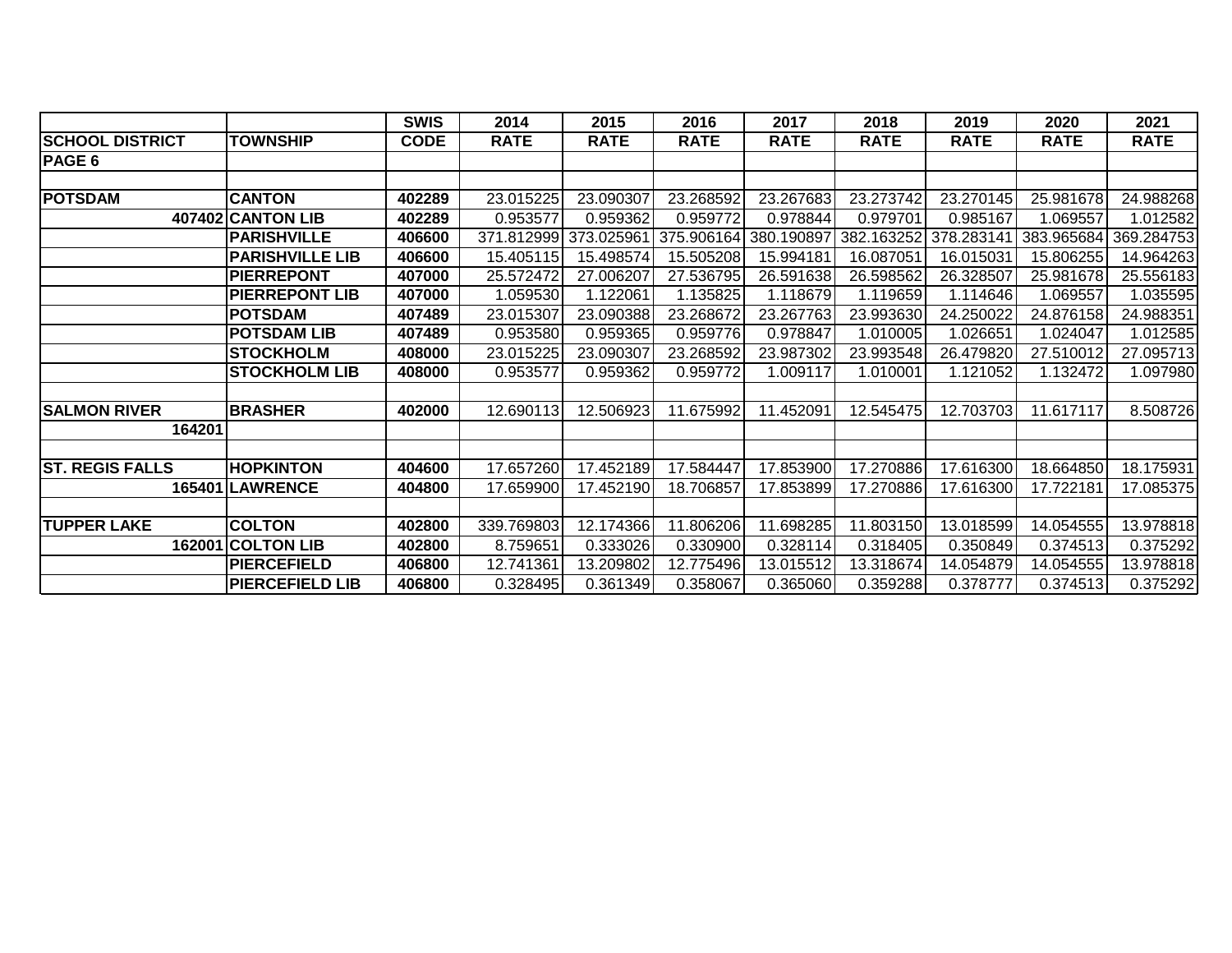| | | SWIS | 2014 | 2015 | 2016 | 2017 | 2018 | 2019 | 2020 | 2021 |
|---|---|---|---|---|---|---|---|---|---|---|
| **SCHOOL DISTRICT** | **TOWNSHIP** | **CODE** | **RATE** | **RATE** | **RATE** | **RATE** | **RATE** | **RATE** | **RATE** | **RATE** |
| **PAGE 6** | | | | | | | | | | |
| | | | | | | | | | | |
| **POTSDAM** | **CANTON** | **402289** | 23.015225 | 23.090307 | 23.268592 | 23.267683 | 23.273742 | 23.270145 | 25.981678 | 24.988268 |
| **407402** | **CANTON LIB** | **402289** | 0.953577 | 0.959362 | 0.959772 | 0.978844 | 0.979701 | 0.985167 | 1.069557 | 1.012582 |
| | **PARISHVILLE** | **406600** | 371.812999 | 373.025961 | 375.906164 | 380.190897 | 382.163252 | 378.283141 | 383.965684 | 369.284753 |
| | **PARISHVILLE LIB** | **406600** | 15.405115 | 15.498574 | 15.505208 | 15.994181 | 16.087051 | 16.015031 | 15.806255 | 14.964263 |
| | **PIERREPONT** | **407000** | 25.572472 | 27.006207 | 27.536795 | 26.591638 | 26.598562 | 26.328507 | 25.981678 | 25.556183 |
| | **PIERREPONT LIB** | **407000** | 1.059530 | 1.122061 | 1.135825 | 1.118679 | 1.119659 | 1.114646 | 1.069557 | 1.035595 |
| | **POTSDAM** | **407489** | 23.015307 | 23.090388 | 23.268672 | 23.267763 | 23.993630 | 24.250022 | 24.876158 | 24.988351 |
| | **POTSDAM LIB** | **407489** | 0.953580 | 0.959365 | 0.959776 | 0.978847 | 1.010005 | 1.026651 | 1.024047 | 1.012585 |
| | **STOCKHOLM** | **408000** | 23.015225 | 23.090307 | 23.268592 | 23.987302 | 23.993548 | 26.479820 | 27.510012 | 27.095713 |
| | **STOCKHOLM LIB** | **408000** | 0.953577 | 0.959362 | 0.959772 | 1.009117 | 1.010001 | 1.121052 | 1.132472 | 1.097980 |
| | | | | | | | | | | |
| **SALMON RIVER** | **BRASHER** | **402000** | 12.690113 | 12.506923 | 11.675992 | 11.452091 | 12.545475 | 12.703703 | 11.617117 | 8.508726 |
| **164201** | | | | | | | | | | |
| | | | | | | | | | | |
| **ST. REGIS FALLS** | **HOPKINTON** | **404600** | 17.657260 | 17.452189 | 17.584447 | 17.853900 | 17.270886 | 17.616300 | 18.664850 | 18.175931 |
| **165401** | **LAWRENCE** | **404800** | 17.659900 | 17.452190 | 18.706857 | 17.853899 | 17.270886 | 17.616300 | 17.722181 | 17.085375 |
| | | | | | | | | | | |
| **TUPPER LAKE** | **COLTON** | **402800** | 339.769803 | 12.174366 | 11.806206 | 11.698285 | 11.803150 | 13.018599 | 14.054555 | 13.978818 |
| **162001** | **COLTON LIB** | **402800** | 8.759651 | 0.333026 | 0.330900 | 0.328114 | 0.318405 | 0.350849 | 0.374513 | 0.375292 |
| | **PIERCEFIELD** | **406800** | 12.741361 | 13.209802 | 12.775496 | 13.015512 | 13.318674 | 14.054879 | 14.054555 | 13.978818 |
| | **PIERCEFIELD LIB** | **406800** | 0.328495 | 0.361349 | 0.358067 | 0.365060 | 0.359288 | 0.378777 | 0.374513 | 0.375292 |